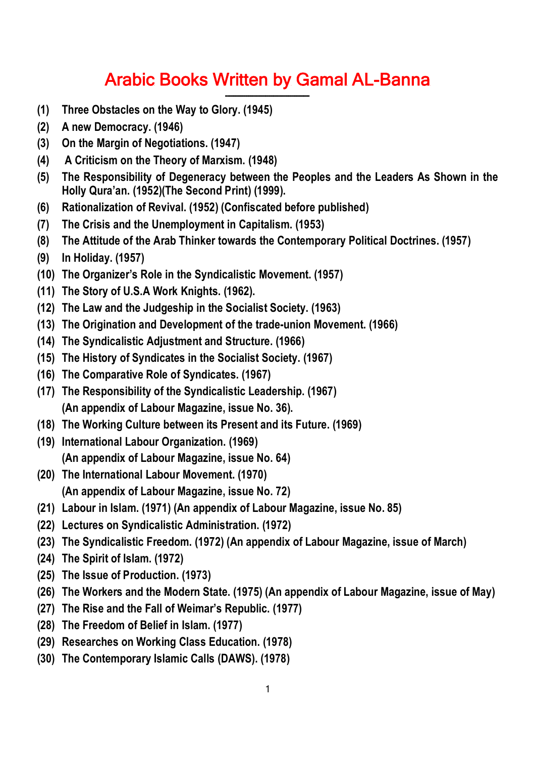# Arabic Books Written by Gamal AL-Banna

**(1) Three Obstacles on the Way to Glory. (1945)**

**(2) A new Democracy. (1946)**

**(3) On the Margin of Negotiations. (1947)**

**(4) A Criticism on the Theory of Marxism. (1948)**

**(5) The Responsibility of Degeneracy between the Peoples and the Leaders As Shown in the Holly Qura'an. (1952)(The Second Print) (1999).**

**(6) Rationalization of Revival. (1952) (Confiscated before published)**

**(7) The Crisis and the Unemployment in Capitalism. (1953)**

**(8) The Attitude of the Arab Thinker towards the Contemporary Political Doctrines. (1957)**

**(9) In Holiday. (1957)**

**(10) The Organizer's Role in the Syndicalistic Movement. (1957)**

**(11) The Story of U.S.A Work Knights. (1962).**

**(12) The Law and the Judgeship in the Socialist Society. (1963)**

**(13) The Origination and Development of the trade-union Movement. (1966)**

**(14) The Syndicalistic Adjustment and Structure. (1966)**

**(15) The History of Syndicates in the Socialist Society. (1967)**

**(16) The Comparative Role of Syndicates. (1967)**

**(17) The Responsibility of the Syndicalistic Leadership. (1967) (An appendix of Labour Magazine, issue No. 36).**

**(18) The Working Culture between its Present and its Future. (1969)**

**(19) International Labour Organization. (1969) (An appendix of Labour Magazine, issue No. 64)**

**(20) The International Labour Movement. (1970) (An appendix of Labour Magazine, issue No. 72)**

**(21) Labour in Islam. (1971) (An appendix of Labour Magazine, issue No. 85)**

**(22) Lectures on Syndicalistic Administration. (1972)**

**(23) The Syndicalistic Freedom. (1972) (An appendix of Labour Magazine, issue of March)**

**(24) The Spirit of Islam. (1972)**

**(25) The Issue of Production. (1973)**

**(26) The Workers and the Modern State. (1975) (An appendix of Labour Magazine, issue of May)**

**(27) The Rise and the Fall of Weimar's Republic. (1977)**

**(28) The Freedom of Belief in Islam. (1977)**

**(29) Researches on Working Class Education. (1978)**

**(30) The Contemporary Islamic Calls (DAWS). (1978)**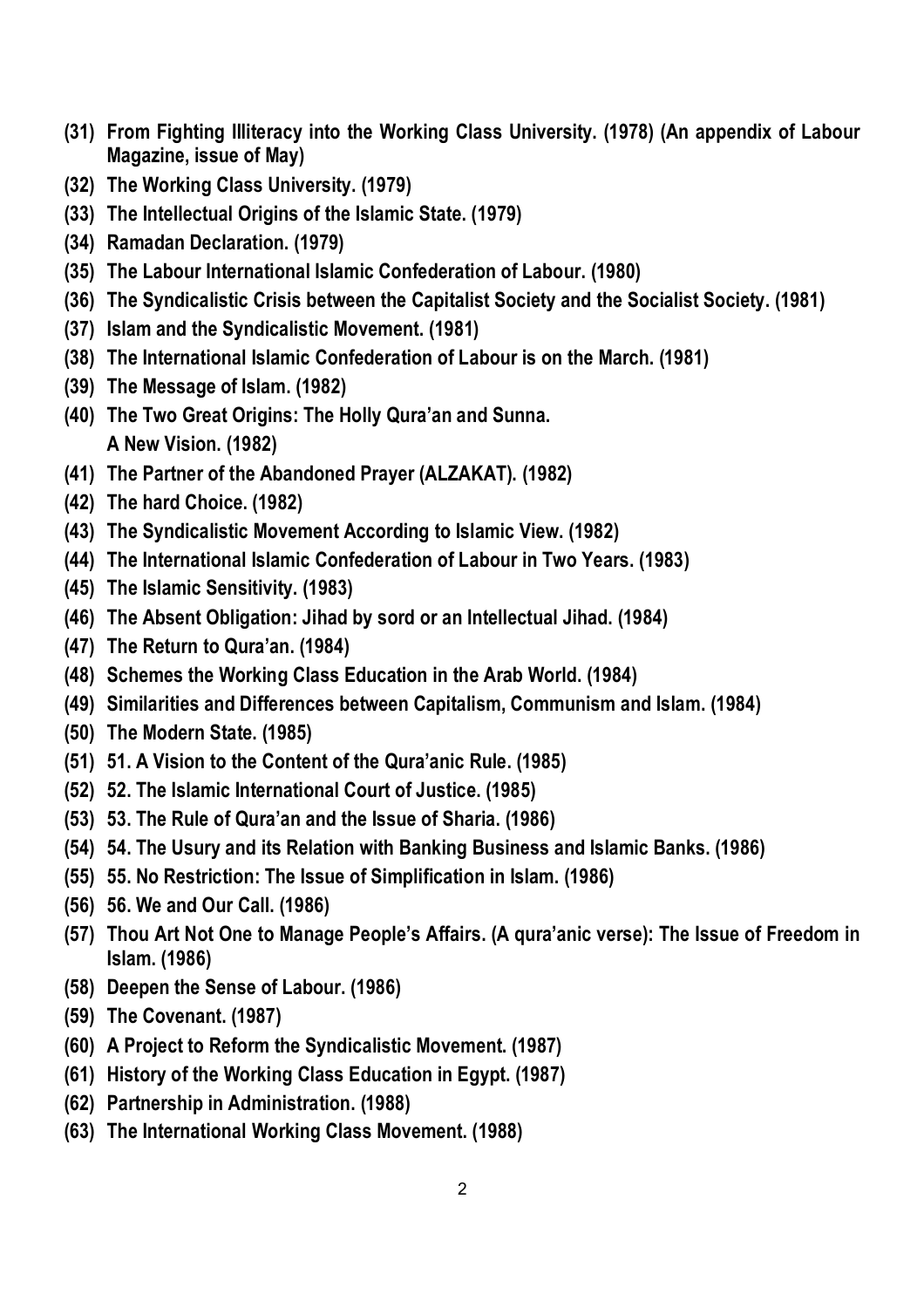**(31) From Fighting Illiteracy into the Working Class University. (1978) (An appendix of Labour Magazine, issue of May)**

**(32) The Working Class University. (1979)**

**(33) The Intellectual Origins of the Islamic State. (1979)**

**(34) Ramadan Declaration. (1979)**

**(35) The Labour International Islamic Confederation of Labour. (1980)**

**(36) The Syndicalistic Crisis between the Capitalist Society and the Socialist Society. (1981)**

**(37) Islam and the Syndicalistic Movement. (1981)**

**(38) The International Islamic Confederation of Labour is on the March. (1981)**

**(39) The Message of Islam. (1982)**

**(40) The Two Great Origins: The Holly Qura'an and Sunna. A New Vision. (1982)**

**(41) The Partner of the Abandoned Prayer (ALZAKAT). (1982)**

**(42) The hard Choice. (1982)**

**(43) The Syndicalistic Movement According to Islamic View. (1982)**

**(44) The International Islamic Confederation of Labour in Two Years. (1983)**

**(45) The Islamic Sensitivity. (1983)**

**(46) The Absent Obligation: Jihad by sord or an Intellectual Jihad. (1984)**

**(47) The Return to Qura'an. (1984)**

**(48) Schemes the Working Class Education in the Arab World. (1984)**

**(49) Similarities and Differences between Capitalism, Communism and Islam. (1984)**

**(50) The Modern State. (1985)**

**(51) 51. A Vision to the Content of the Qura'anic Rule. (1985)**

**(52) 52. The Islamic International Court of Justice. (1985)**

**(53) 53. The Rule of Qura'an and the Issue of Sharia. (1986)**

**(54) 54. The Usury and its Relation with Banking Business and Islamic Banks. (1986)**

**(55) 55. No Restriction: The Issue of Simplification in Islam. (1986)**

**(56) 56. We and Our Call. (1986)**

**(57) Thou Art Not One to Manage People's Affairs. (A qura'anic verse): The Issue of Freedom in Islam. (1986)**

**(58) Deepen the Sense of Labour. (1986)**

**(59) The Covenant. (1987)**

**(60) A Project to Reform the Syndicalistic Movement. (1987)**

**(61) History of the Working Class Education in Egypt. (1987)**

**(62) Partnership in Administration. (1988)**

**(63) The International Working Class Movement. (1988)**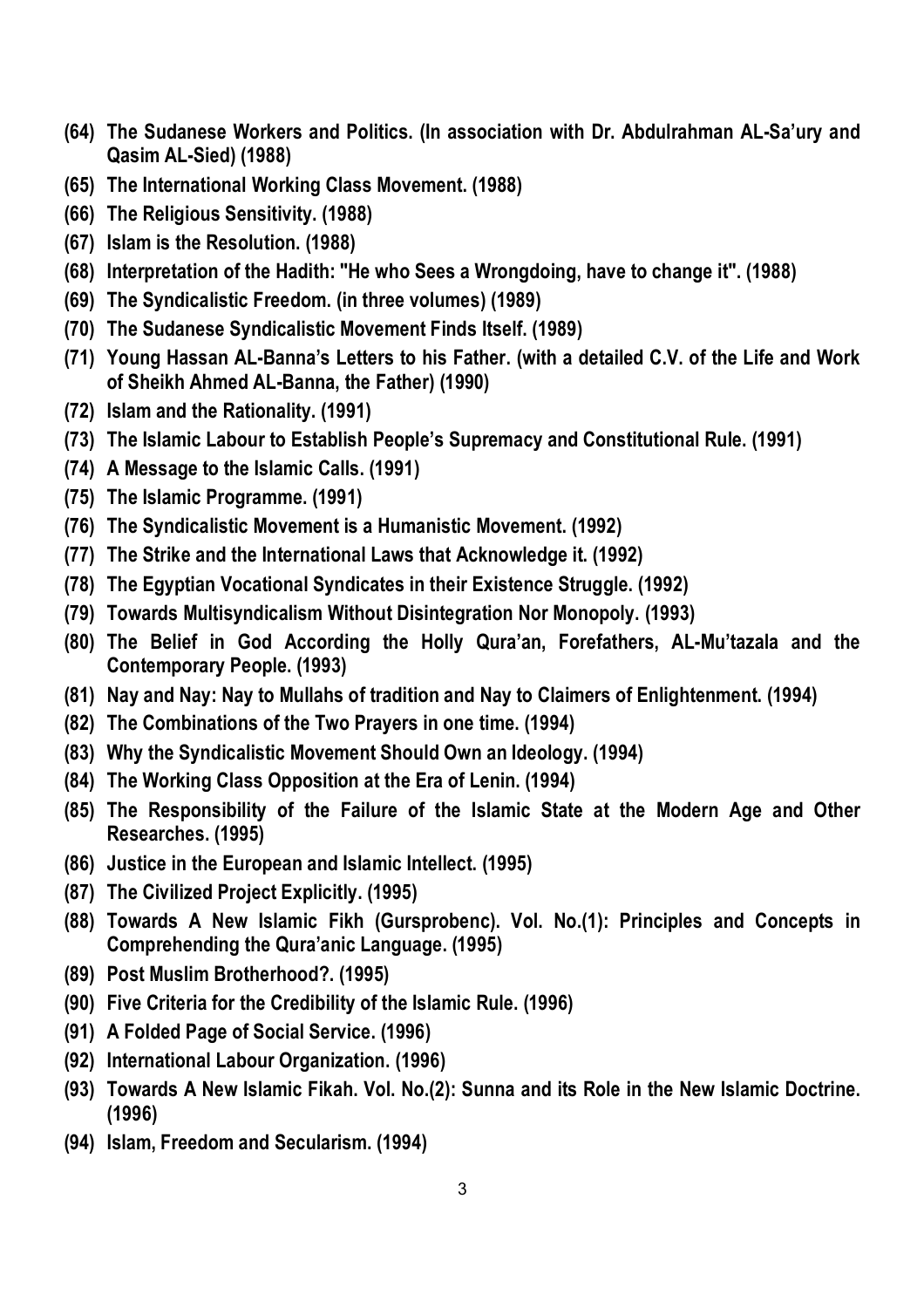**(64) The Sudanese Workers and Politics. (In association with Dr. Abdulrahman AL-Sa'ury and Qasim AL-Sied) (1988)**

**(65) The International Working Class Movement. (1988)**

**(66) The Religious Sensitivity. (1988)**

**(67) Islam is the Resolution. (1988)**

**(68) Interpretation of the Hadith: "He who Sees a Wrongdoing, have to change it". (1988)**

**(69) The Syndicalistic Freedom. (in three volumes) (1989)**

**(70) The Sudanese Syndicalistic Movement Finds Itself. (1989)**

**(71) Young Hassan AL-Banna's Letters to his Father. (with a detailed C.V. of the Life and Work of Sheikh Ahmed AL-Banna, the Father) (1990)**

**(72) Islam and the Rationality. (1991)**

**(73) The Islamic Labour to Establish People's Supremacy and Constitutional Rule. (1991)**

**(74) A Message to the Islamic Calls. (1991)**

**(75) The Islamic Programme. (1991)**

**(76) The Syndicalistic Movement is a Humanistic Movement. (1992)**

**(77) The Strike and the International Laws that Acknowledge it. (1992)**

**(78) The Egyptian Vocational Syndicates in their Existence Struggle. (1992)**

**(79) Towards Multisyndicalism Without Disintegration Nor Monopoly. (1993)**

**(80) The Belief in God According the Holly Qura'an, Forefathers, AL-Mu'tazala and the Contemporary People. (1993)**

**(81) Nay and Nay: Nay to Mullahs of tradition and Nay to Claimers of Enlightenment. (1994)**

**(82) The Combinations of the Two Prayers in one time. (1994)**

**(83) Why the Syndicalistic Movement Should Own an Ideology. (1994)**

**(84) The Working Class Opposition at the Era of Lenin. (1994)**

**(85) The Responsibility of the Failure of the Islamic State at the Modern Age and Other Researches. (1995)**

**(86) Justice in the European and Islamic Intellect. (1995)**

**(87) The Civilized Project Explicitly. (1995)**

**(88) Towards A New Islamic Fikh (Gursprobenc). Vol. No.(1): Principles and Concepts in Comprehending the Qura'anic Language. (1995)**

**(89) Post Muslim Brotherhood?. (1995)**

**(90) Five Criteria for the Credibility of the Islamic Rule. (1996)**

**(91) A Folded Page of Social Service. (1996)**

**(92) International Labour Organization. (1996)**

**(93) Towards A New Islamic Fikah. Vol. No.(2): Sunna and its Role in the New Islamic Doctrine. (1996)**

**(94) Islam, Freedom and Secularism. (1994)**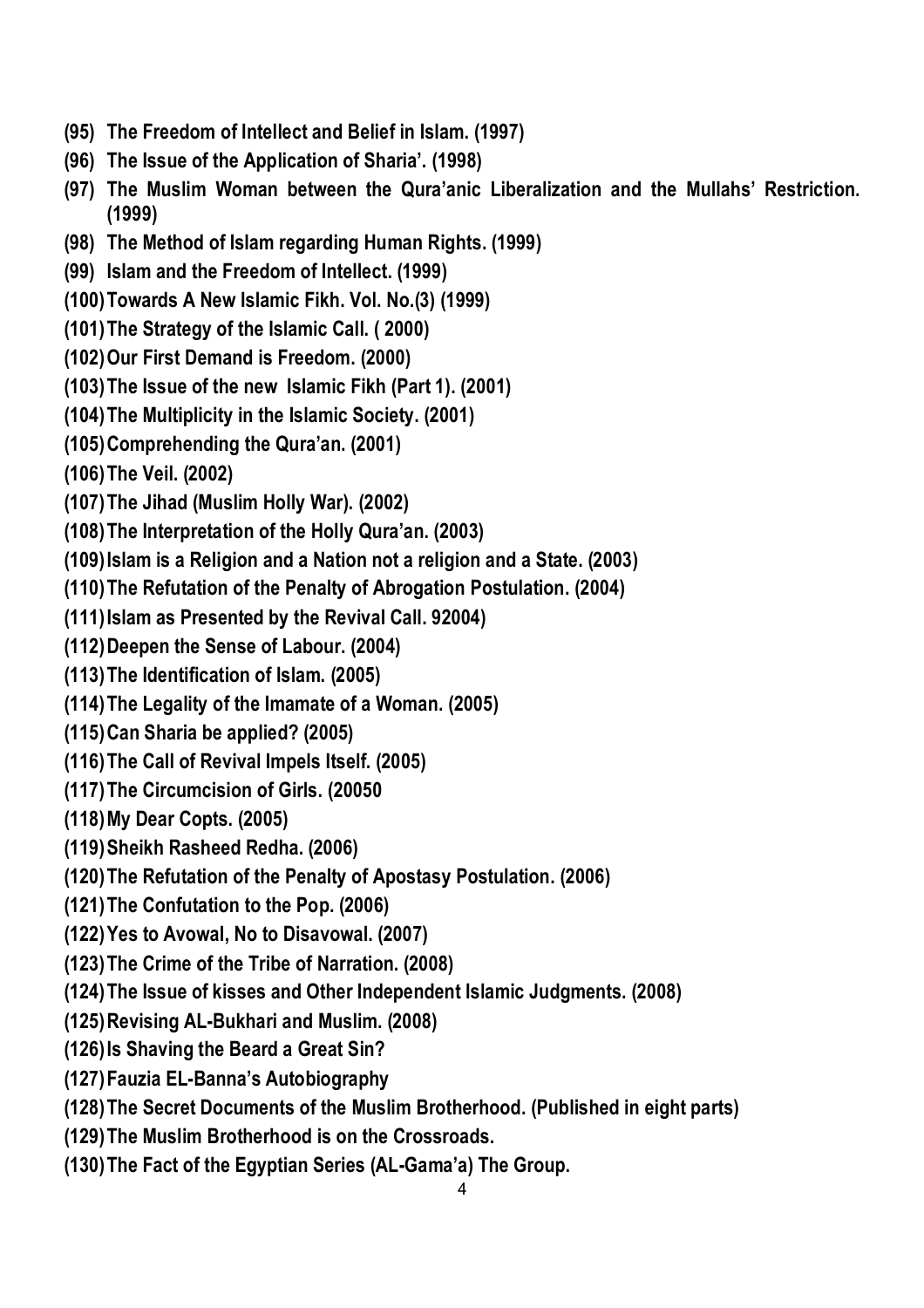**(95) The Freedom of Intellect and Belief in Islam. (1997)**

**(96) The Issue of the Application of Sharia'. (1998)**

**(97) The Muslim Woman between the Qura'anic Liberalization and the Mullahs' Restriction. (1999)**

**(98) The Method of Islam regarding Human Rights. (1999)**

**(99) Islam and the Freedom of Intellect. (1999)**

**(100) Towards A New Islamic Fikh. Vol. No.(3) (1999)**

**(101) The Strategy of the Islamic Call. ( 2000)**

**(102) Our First Demand is Freedom. (2000)**

**(103) The Issue of the new Islamic Fikh (Part 1). (2001)**

**(104) The Multiplicity in the Islamic Society. (2001)**

**(105) Comprehending the Qura'an. (2001)**

**(106) The Veil. (2002)**

**(107) The Jihad (Muslim Holly War). (2002)**

**(108) The Interpretation of the Holly Qura'an. (2003)**

**(109) Islam is a Religion and a Nation not a religion and a State. (2003)**

**(110) The Refutation of the Penalty of Abrogation Postulation. (2004)**

**(111) Islam as Presented by the Revival Call. 92004)**

**(112) Deepen the Sense of Labour. (2004)**

**(113) The Identification of Islam. (2005)**

**(114) The Legality of the Imamate of a Woman. (2005)**

**(115) Can Sharia be applied? (2005)**

**(116) The Call of Revival Impels Itself. (2005)**

**(117) The Circumcision of Girls. (20050**

**(118) My Dear Copts. (2005)**

**(119) Sheikh Rasheed Redha. (2006)**

**(120) The Refutation of the Penalty of Apostasy Postulation. (2006)**

**(121) The Confutation to the Pop. (2006)**

**(122) Yes to Avowal, No to Disavowal. (2007)**

**(123) The Crime of the Tribe of Narration. (2008)**

**(124) The Issue of kisses and Other Independent Islamic Judgments. (2008)**

**(125) Revising AL-Bukhari and Muslim. (2008)**

**(126) Is Shaving the Beard a Great Sin?**

**(127) Fauzia EL-Banna's Autobiography**

**(128) The Secret Documents of the Muslim Brotherhood. (Published in eight parts)**

**(129) The Muslim Brotherhood is on the Crossroads.**

**(130) The Fact of the Egyptian Series (AL-Gama'a) The Group.**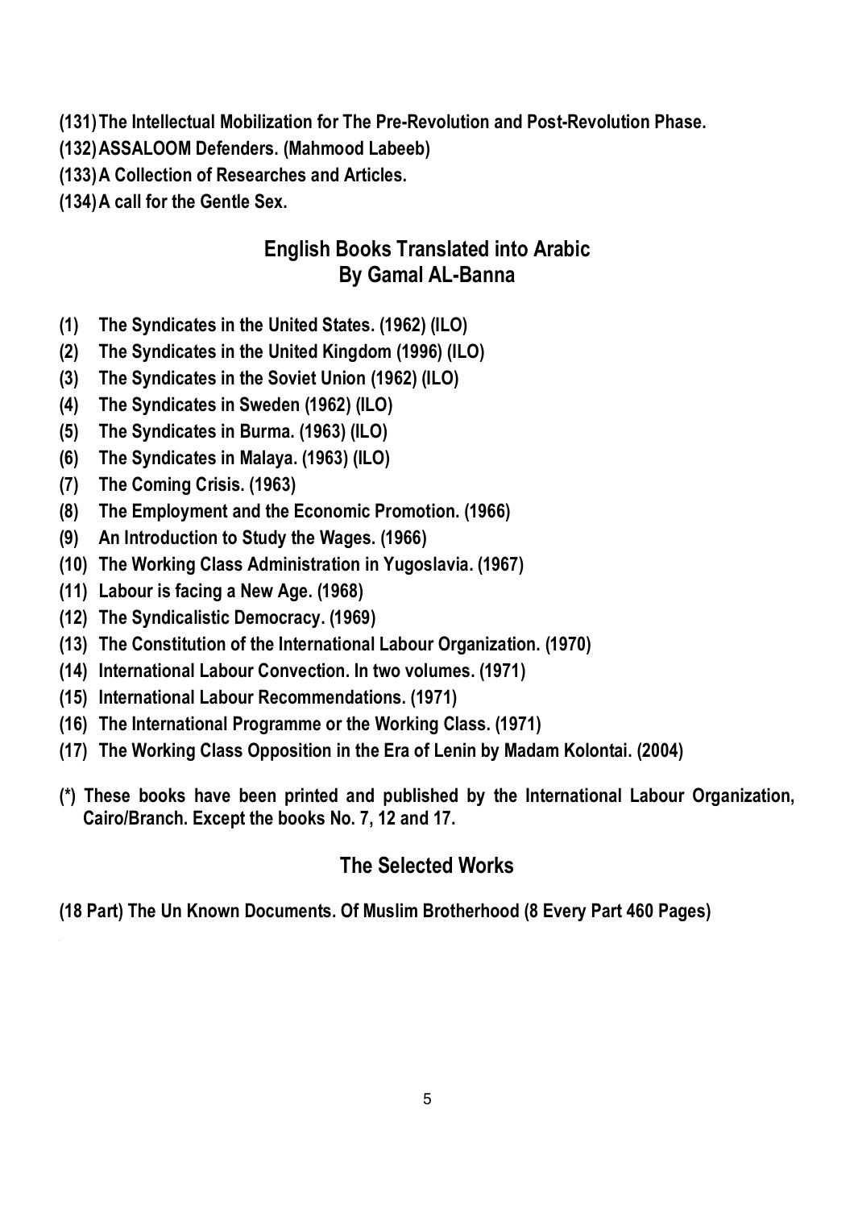**(131) The Intellectual Mobilization for The Pre-Revolution and Post-Revolution Phase.**
**(132) ASSALOOM Defenders. (Mahmood Labeeb)**
**(133) A Collection of Researches and Articles.**
**(134) A call for the Gentle Sex.**

## English Books Translated into Arabic By Gamal AL-Banna

**(1) The Syndicates in the United States. (1962) (ILO)**
**(2) The Syndicates in the United Kingdom (1996) (ILO)**
**(3) The Syndicates in the Soviet Union (1962) (ILO)**
**(4) The Syndicates in Sweden (1962) (ILO)**
**(5) The Syndicates in Burma. (1963) (ILO)**
**(6) The Syndicates in Malaya. (1963) (ILO)**
**(7) The Coming Crisis. (1963)**
**(8) The Employment and the Economic Promotion. (1966)**
**(9) An Introduction to Study the Wages. (1966)**
**(10) The Working Class Administration in Yugoslavia. (1967)**
**(11) Labour is facing a New Age. (1968)**
**(12) The Syndicalistic Democracy. (1969)**
**(13) The Constitution of the International Labour Organization. (1970)**
**(14) International Labour Convection. In two volumes. (1971)**
**(15) International Labour Recommendations. (1971)**
**(16) The International Programme or the Working Class. (1971)**
**(17) The Working Class Opposition in the Era of Lenin by Madam Kolontai. (2004)**

**(*) These books have been printed and published by the International Labour Organization, Cairo/Branch. Except the books No. 7, 12 and 17.**

## The Selected Works

**(18 Part) The Un Known Documents. Of Muslim Brotherhood (8 Every Part 460 Pages)**